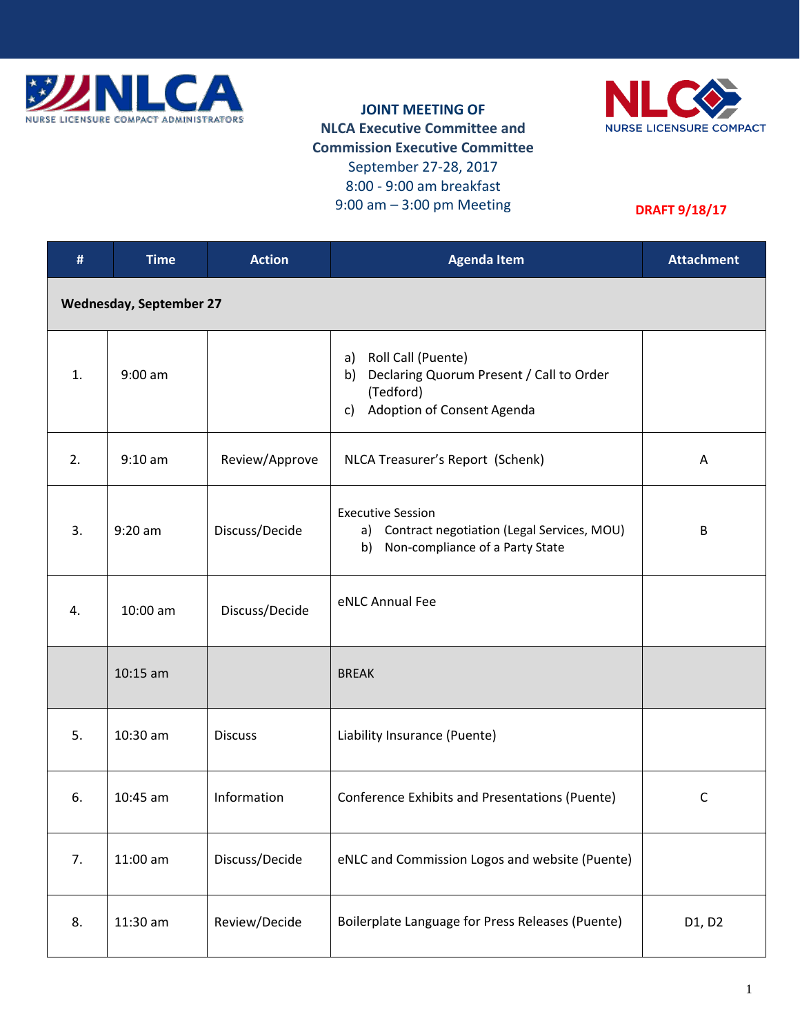NLCA NURSE LICENSURE COMPACT ADMINISTRATORS

**JOINT MEETING OF**
**NLCA Executive Committee and**
**Commission Executive Committee**
September 27-28, 2017
8:00 - 9:00 am breakfast
9:00 am – 3:00 pm Meeting

NLC NURSE LICENSURE COMPACT

**DRAFT 9/18/17**

| # | Time | Action | Agenda Item | Attachment |
|---|---|---|---|---|
| **Wednesday, September 27** | | | | |
| 1. | 9:00 am | | a) Roll Call (Puente)<br>b) Declaring Quorum Present / Call to Order (Tedford)<br>c) Adoption of Consent Agenda | |
| 2. | 9:10 am | Review/Approve | NLCA Treasurer's Report (Schenk) | A |
| 3. | 9:20 am | Discuss/Decide | Executive Session<br>a) Contract negotiation (Legal Services, MOU)<br>b) Non-compliance of a Party State | B |
| 4. | 10:00 am | Discuss/Decide | eNLC Annual Fee | |
| | 10:15 am | | BREAK | |
| 5. | 10:30 am | Discuss | Liability Insurance (Puente) | |
| 6. | 10:45 am | Information | Conference Exhibits and Presentations (Puente) | C |
| 7. | 11:00 am | Discuss/Decide | eNLC and Commission Logos and website (Puente) | |
| 8. | 11:30 am | Review/Decide | Boilerplate Language for Press Releases (Puente) | D1, D2 |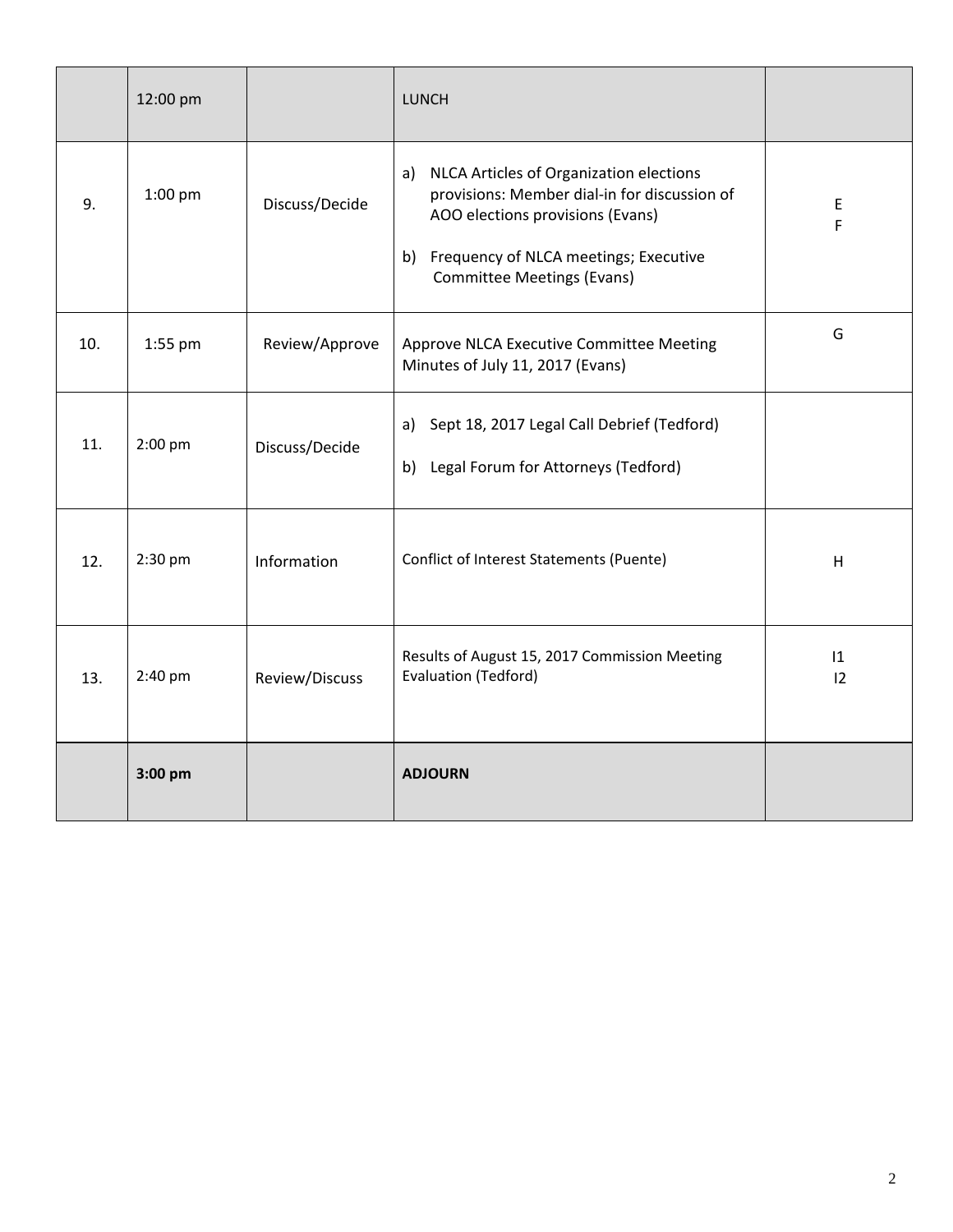| | | | | |
|---|---|---|---|---|
| | 12:00 pm | | LUNCH | |
| 9. | 1:00 pm | Discuss/Decide | a) NLCA Articles of Organization elections provisions: Member dial-in for discussion of AOO elections provisions (Evans)<br><br>b) Frequency of NLCA meetings; Executive Committee Meetings (Evans) | E<br>F |
| 10. | 1:55 pm | Review/Approve | Approve NLCA Executive Committee Meeting Minutes of July 11, 2017 (Evans) | G |
| 11. | 2:00 pm | Discuss/Decide | a) Sept 18, 2017 Legal Call Debrief (Tedford)<br><br>b) Legal Forum for Attorneys (Tedford) | |
| 12. | 2:30 pm | Information | Conflict of Interest Statements (Puente) | H |
| 13. | 2:40 pm | Review/Discuss | Results of August 15, 2017 Commission Meeting Evaluation (Tedford) | I1<br>I2 |
| | **3:00 pm** | | **ADJOURN** | |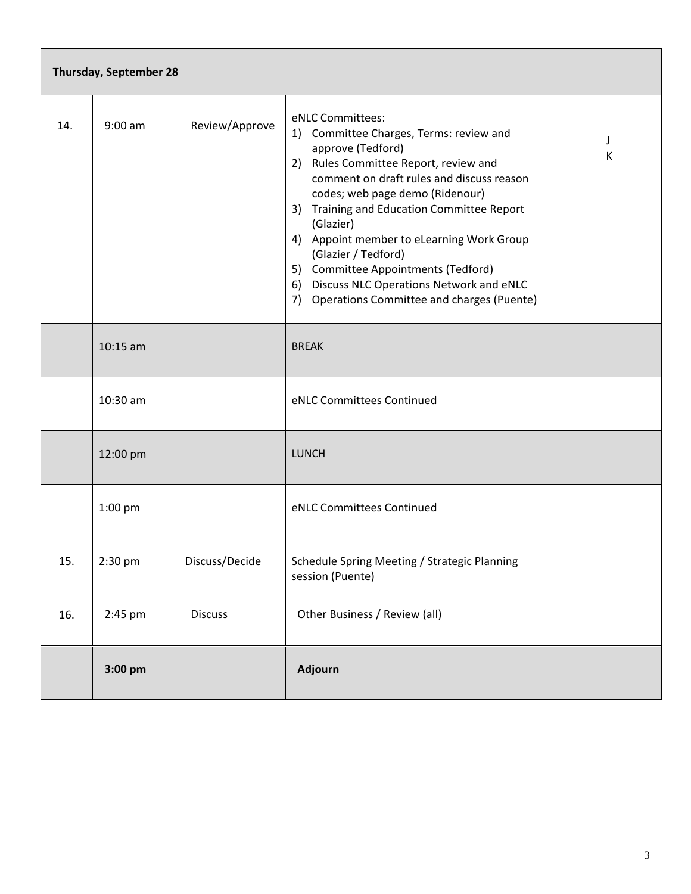| Thursday, September 28 | | | | |
|---|---|---|---|---|
| 14. | 9:00 am | Review/Approve | eNLC Committees:<br>1) Committee Charges, Terms: review and approve (Tedford)<br>2) Rules Committee Report, review and comment on draft rules and discuss reason codes; web page demo (Ridenour)<br>3) Training and Education Committee Report (Glazier)<br>4) Appoint member to eLearning Work Group (Glazier / Tedford)<br>5) Committee Appointments (Tedford)<br>6) Discuss NLC Operations Network and eNLC<br>7) Operations Committee and charges (Puente) | J<br>K |
| | 10:15 am | | BREAK | |
| | 10:30 am | | eNLC Committees Continued | |
| | 12:00 pm | | LUNCH | |
| | 1:00 pm | | eNLC Committees Continued | |
| 15. | 2:30 pm | Discuss/Decide | Schedule Spring Meeting / Strategic Planning session (Puente) | |
| 16. | 2:45 pm | Discuss | Other Business / Review (all) | |
| | **3:00 pm** | | **Adjourn** | |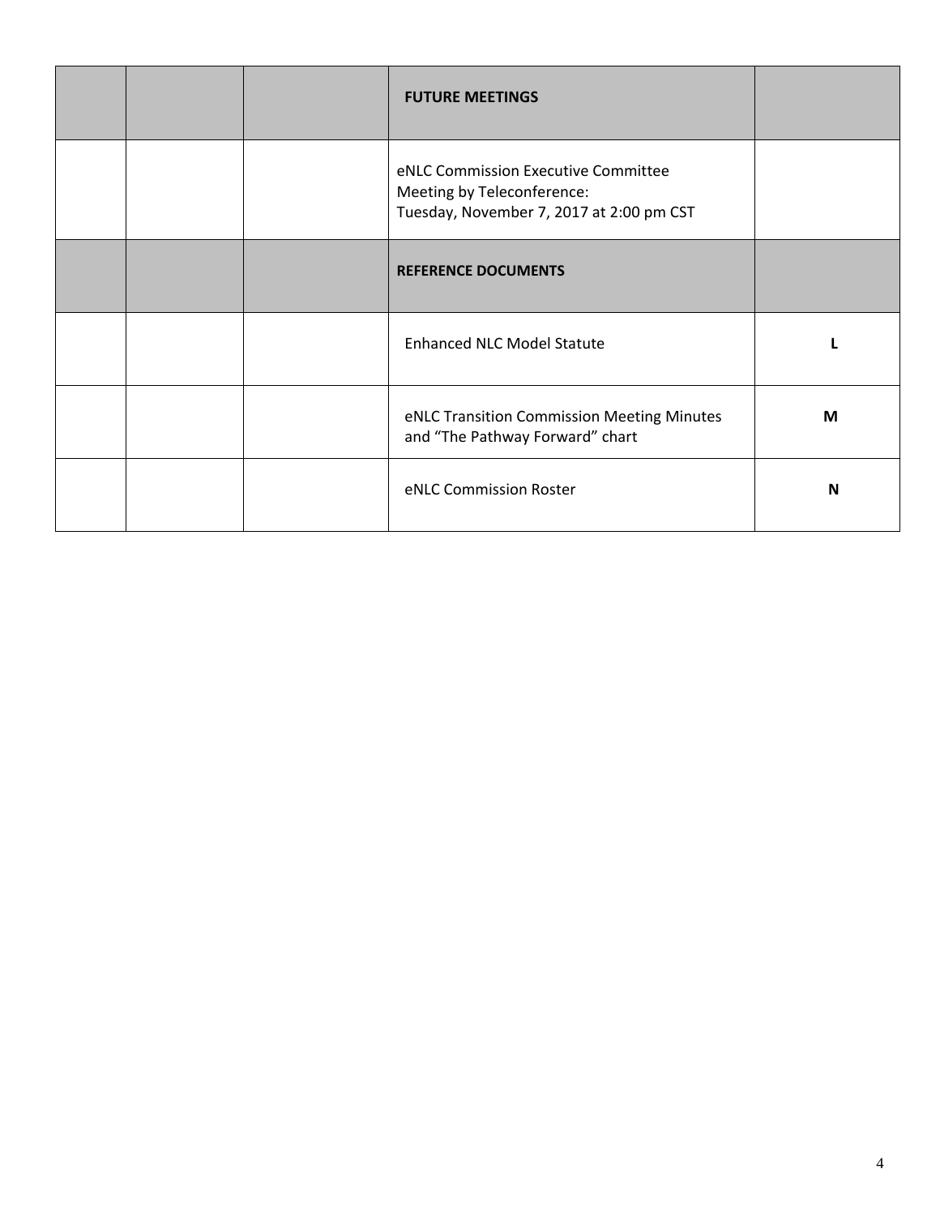| | | | | |
|---|---|---|---|---|
| | | | **FUTURE MEETINGS** | |
| | | | eNLC Commission Executive Committee Meeting by Teleconference: Tuesday, November 7, 2017 at 2:00 pm CST | |
| | | | **REFERENCE DOCUMENTS** | |
| | | | Enhanced NLC Model Statute | **L** |
| | | | eNLC Transition Commission Meeting Minutes and "The Pathway Forward" chart | **M** |
| | | | eNLC Commission Roster | **N** |